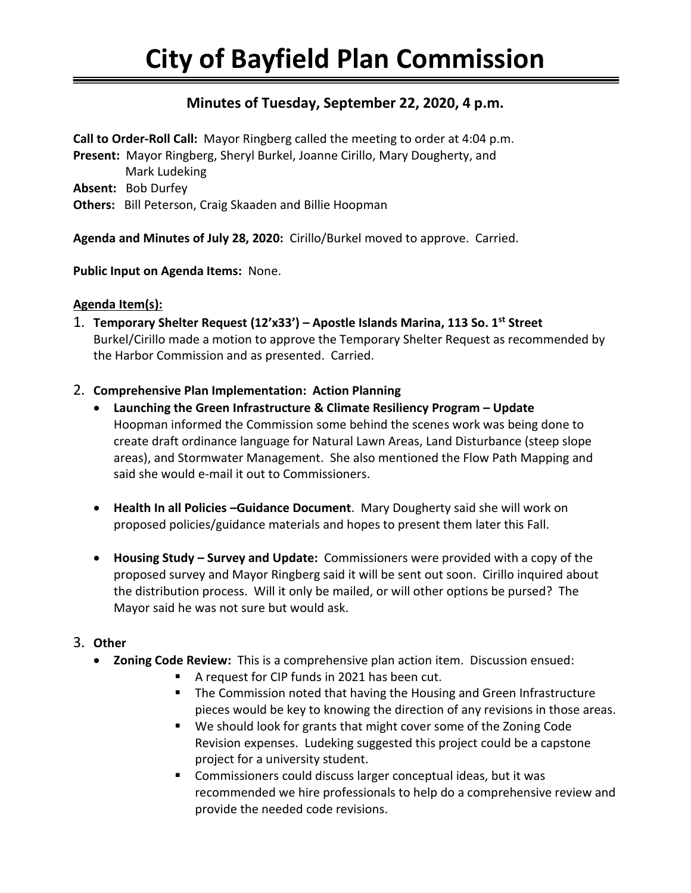# City of Bayfield Plan Commission

## Minutes of Tuesday, September 22, 2020, 4 p.m.

**Call to Order-Roll Call:** Mayor Ringberg called the meeting to order at 4:04 p.m.
**Present:** Mayor Ringberg, Sheryl Burkel, Joanne Cirillo, Mary Dougherty, and Mark Ludeking
**Absent:** Bob Durfey
**Others:** Bill Peterson, Craig Skaaden and Billie Hoopman

**Agenda and Minutes of July 28, 2020:** Cirillo/Burkel moved to approve. Carried.

**Public Input on Agenda Items:** None.

**<u>Agenda Item(s):</u>**

1. **Temporary Shelter Request (12'x33') – Apostle Islands Marina, 113 So. 1st Street**
   Burkel/Cirillo made a motion to approve the Temporary Shelter Request as recommended by the Harbor Commission and as presented. Carried.

2. **Comprehensive Plan Implementation: Action Planning**
   - **Launching the Green Infrastructure & Climate Resiliency Program – Update**
     Hoopman informed the Commission some behind the scenes work was being done to create draft ordinance language for Natural Lawn Areas, Land Disturbance (steep slope areas), and Stormwater Management. She also mentioned the Flow Path Mapping and said she would e-mail it out to Commissioners.

   - **Health In all Policies –Guidance Document**. Mary Dougherty said she will work on proposed policies/guidance materials and hopes to present them later this Fall.

   - **Housing Study – Survey and Update:** Commissioners were provided with a copy of the proposed survey and Mayor Ringberg said it will be sent out soon. Cirillo inquired about the distribution process. Will it only be mailed, or will other options be pursed? The Mayor said he was not sure but would ask.

3. **Other**
   - **Zoning Code Review:** This is a comprehensive plan action item. Discussion ensued:
     - A request for CIP funds in 2021 has been cut.
     - The Commission noted that having the Housing and Green Infrastructure pieces would be key to knowing the direction of any revisions in those areas.
     - We should look for grants that might cover some of the Zoning Code Revision expenses. Ludeking suggested this project could be a capstone project for a university student.
     - Commissioners could discuss larger conceptual ideas, but it was recommended we hire professionals to help do a comprehensive review and provide the needed code revisions.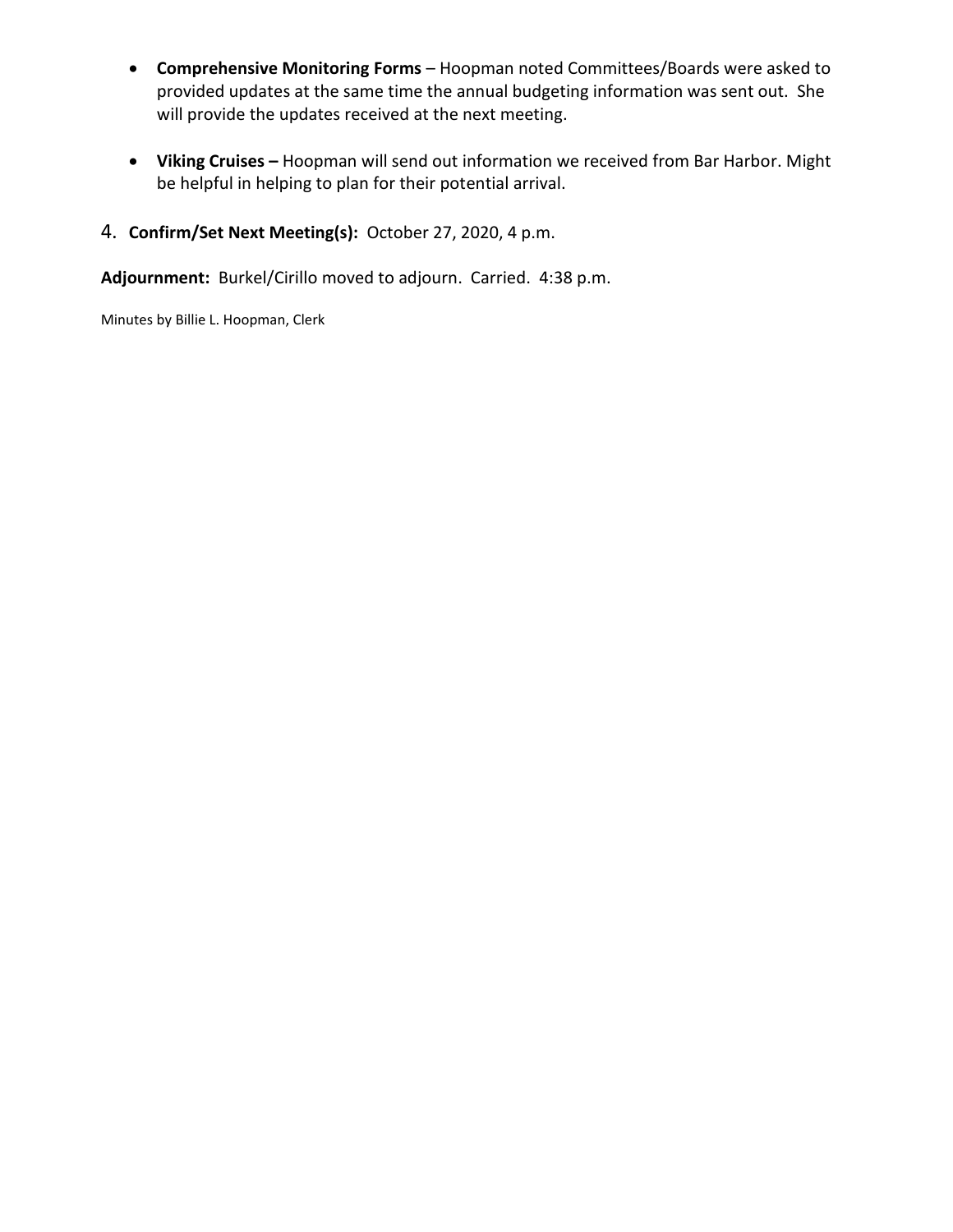- **Comprehensive Monitoring Forms** – Hoopman noted Committees/Boards were asked to provided updates at the same time the annual budgeting information was sent out. She will provide the updates received at the next meeting.

- **Viking Cruises –** Hoopman will send out information we received from Bar Harbor. Might be helpful in helping to plan for their potential arrival.

4. **Confirm/Set Next Meeting(s):** October 27, 2020, 4 p.m.

**Adjournment:** Burkel/Cirillo moved to adjourn. Carried. 4:38 p.m.

Minutes by Billie L. Hoopman, Clerk